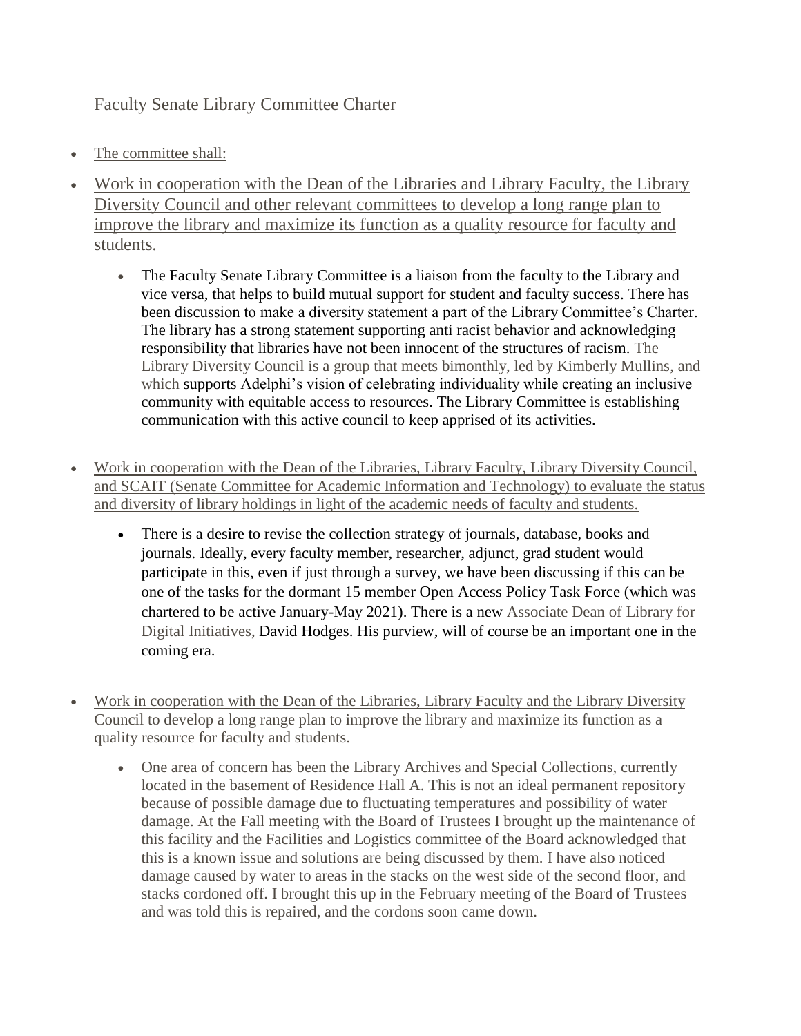# Faculty Senate Library Committee Charter

- The committee shall:
- Work in cooperation with the Dean of the Libraries and Library Faculty, the Library Diversity Council and other relevant committees to develop a long range plan to improve the library and maximize its function as a quality resource for faculty and students.
  - The Faculty Senate Library Committee is a liaison from the faculty to the Library and vice versa, that helps to build mutual support for student and faculty success. There has been discussion to make a diversity statement a part of the Library Committee's Charter. The library has a strong statement supporting anti racist behavior and acknowledging responsibility that libraries have not been innocent of the structures of racism. The Library Diversity Council is a group that meets bimonthly, led by Kimberly Mullins, and which supports Adelphi's vision of celebrating individuality while creating an inclusive community with equitable access to resources. The Library Committee is establishing communication with this active council to keep apprised of its activities.
- Work in cooperation with the Dean of the Libraries, Library Faculty, Library Diversity Council, and SCAIT (Senate Committee for Academic Information and Technology) to evaluate the status and diversity of library holdings in light of the academic needs of faculty and students.
  - There is a desire to revise the collection strategy of journals, database, books and journals. Ideally, every faculty member, researcher, adjunct, grad student would participate in this, even if just through a survey, we have been discussing if this can be one of the tasks for the dormant 15 member Open Access Policy Task Force (which was chartered to be active January-May 2021). There is a new Associate Dean of Library for Digital Initiatives, David Hodges. His purview, will of course be an important one in the coming era.
- Work in cooperation with the Dean of the Libraries, Library Faculty and the Library Diversity Council to develop a long range plan to improve the library and maximize its function as a quality resource for faculty and students.
  - One area of concern has been the Library Archives and Special Collections, currently located in the basement of Residence Hall A. This is not an ideal permanent repository because of possible damage due to fluctuating temperatures and possibility of water damage. At the Fall meeting with the Board of Trustees I brought up the maintenance of this facility and the Facilities and Logistics committee of the Board acknowledged that this is a known issue and solutions are being discussed by them. I have also noticed damage caused by water to areas in the stacks on the west side of the second floor, and stacks cordoned off. I brought this up in the February meeting of the Board of Trustees and was told this is repaired, and the cordons soon came down.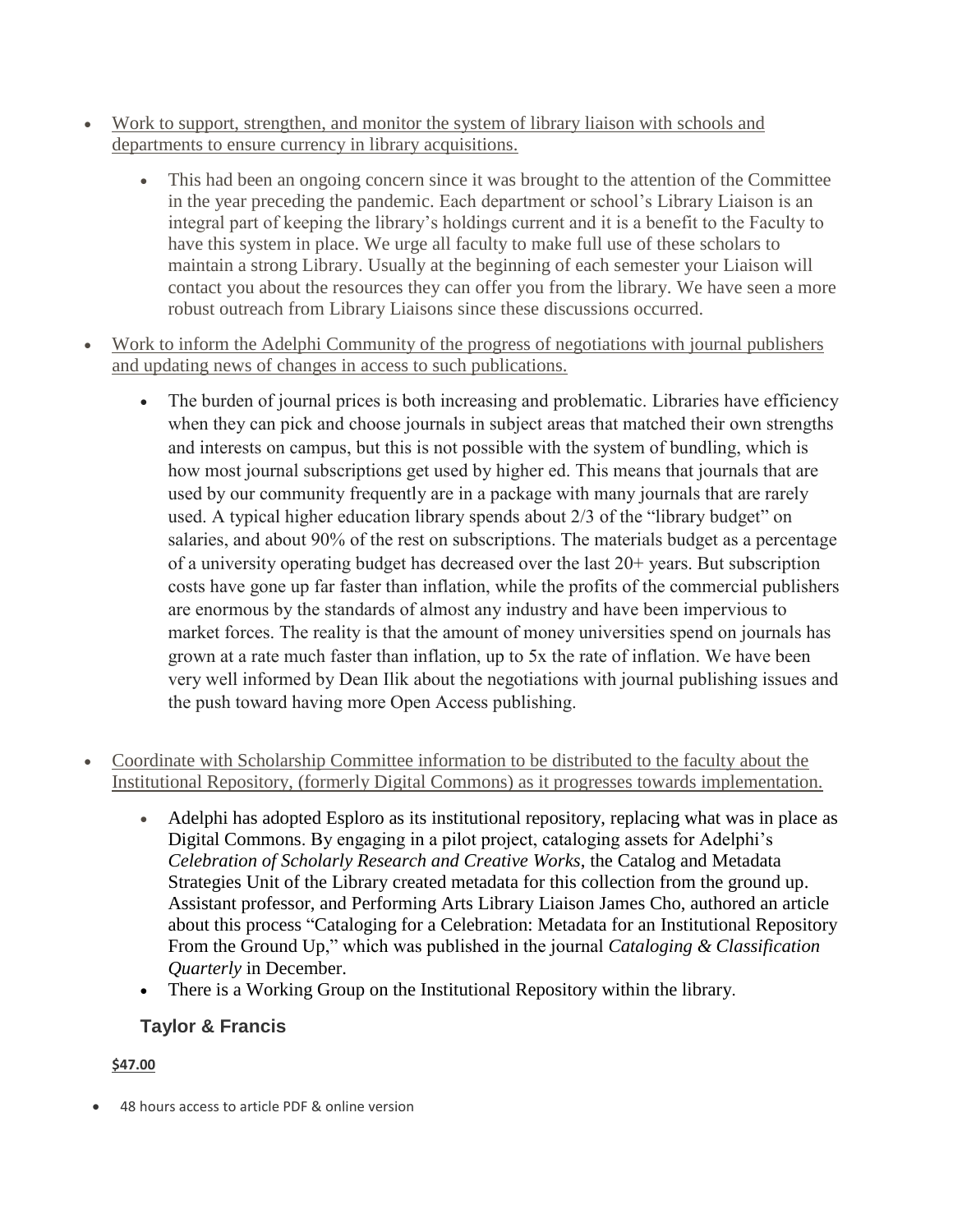- Work to support, strengthen, and monitor the system of library liaison with schools and departments to ensure currency in library acquisitions.
    - This had been an ongoing concern since it was brought to the attention of the Committee in the year preceding the pandemic. Each department or school's Library Liaison is an integral part of keeping the library's holdings current and it is a benefit to the Faculty to have this system in place. We urge all faculty to make full use of these scholars to maintain a strong Library. Usually at the beginning of each semester your Liaison will contact you about the resources they can offer you from the library. We have seen a more robust outreach from Library Liaisons since these discussions occurred.
- Work to inform the Adelphi Community of the progress of negotiations with journal publishers and updating news of changes in access to such publications.
    - The burden of journal prices is both increasing and problematic. Libraries have efficiency when they can pick and choose journals in subject areas that matched their own strengths and interests on campus, but this is not possible with the system of bundling, which is how most journal subscriptions get used by higher ed. This means that journals that are used by our community frequently are in a package with many journals that are rarely used. A typical higher education library spends about 2/3 of the "library budget" on salaries, and about 90% of the rest on subscriptions. The materials budget as a percentage of a university operating budget has decreased over the last 20+ years. But subscription costs have gone up far faster than inflation, while the profits of the commercial publishers are enormous by the standards of almost any industry and have been impervious to market forces. The reality is that the amount of money universities spend on journals has grown at a rate much faster than inflation, up to 5x the rate of inflation. We have been very well informed by Dean Ilik about the negotiations with journal publishing issues and the push toward having more Open Access publishing.
- Coordinate with Scholarship Committee information to be distributed to the faculty about the Institutional Repository, (formerly Digital Commons) as it progresses towards implementation.
    - Adelphi has adopted Esploro as its institutional repository, replacing what was in place as Digital Commons. By engaging in a pilot project, cataloging assets for Adelphi's *Celebration of Scholarly Research and Creative Works*, the Catalog and Metadata Strategies Unit of the Library created metadata for this collection from the ground up. Assistant professor, and Performing Arts Library Liaison James Cho, authored an article about this process "Cataloging for a Celebration: Metadata for an Institutional Repository From the Ground Up," which was published in the journal *Cataloging & Classification Quarterly* in December.
    - There is a Working Group on the Institutional Repository within the library.

### Taylor & Francis

**$47.00**

- 48 hours access to article PDF & online version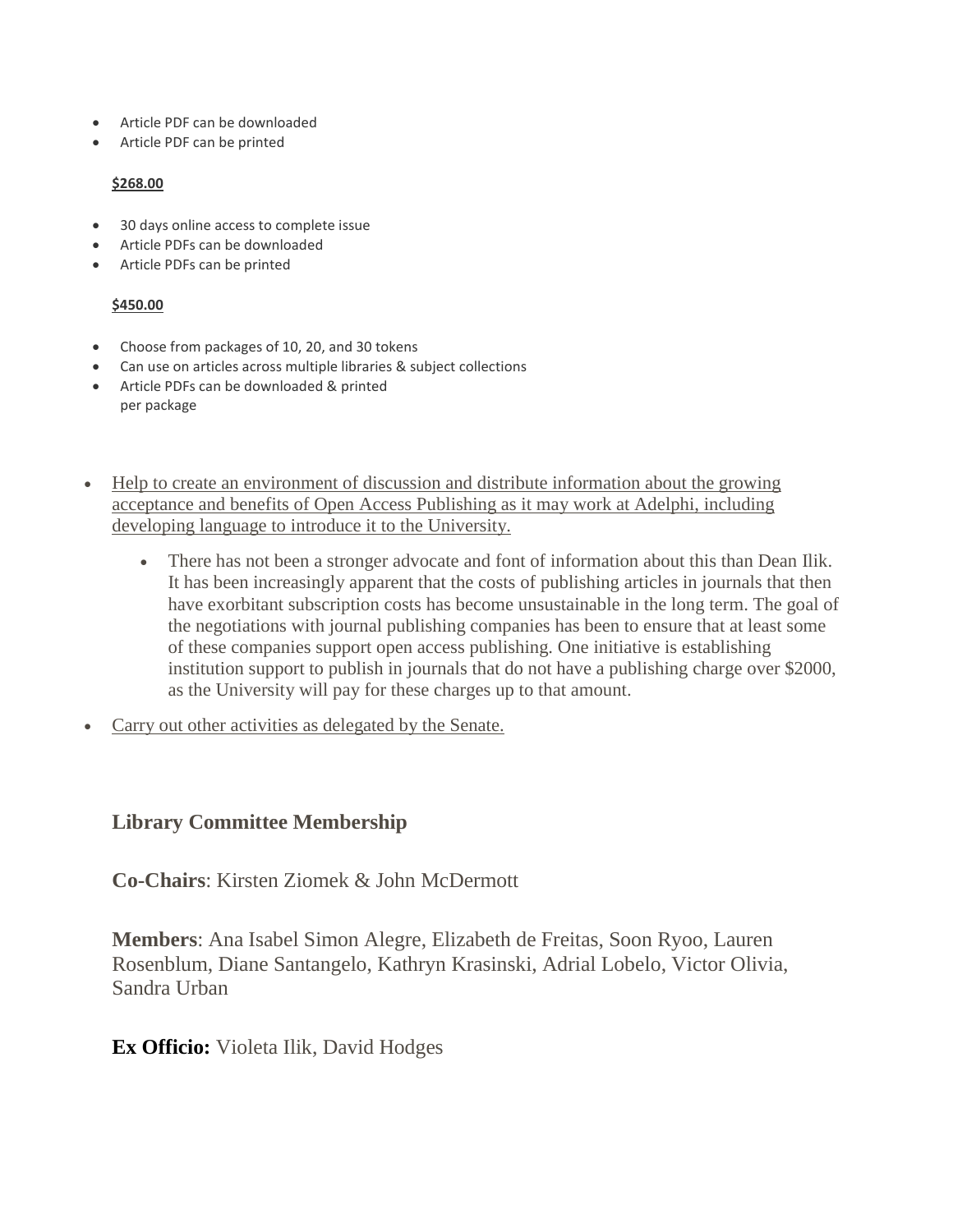- Article PDF can be downloaded
- Article PDF can be printed

**$268.00**

- 30 days online access to complete issue
- Article PDFs can be downloaded
- Article PDFs can be printed

**$450.00**

- Choose from packages of 10, 20, and 30 tokens
- Can use on articles across multiple libraries & subject collections
- Article PDFs can be downloaded & printed
  per package

- Help to create an environment of discussion and distribute information about the growing acceptance and benefits of Open Access Publishing as it may work at Adelphi, including developing language to introduce it to the University.
  - There has not been a stronger advocate and font of information about this than Dean Ilik. It has been increasingly apparent that the costs of publishing articles in journals that then have exorbitant subscription costs has become unsustainable in the long term. The goal of the negotiations with journal publishing companies has been to ensure that at least some of these companies support open access publishing. One initiative is establishing institution support to publish in journals that do not have a publishing charge over $2000, as the University will pay for these charges up to that amount.
- Carry out other activities as delegated by the Senate.

### Library Committee Membership

**Co-Chairs**: Kirsten Ziomek & John McDermott

**Members**: Ana Isabel Simon Alegre, Elizabeth de Freitas, Soon Ryoo, Lauren Rosenblum, Diane Santangelo, Kathryn Krasinski, Adrial Lobelo, Victor Olivia, Sandra Urban

**Ex Officio:** Violeta Ilik, David Hodges